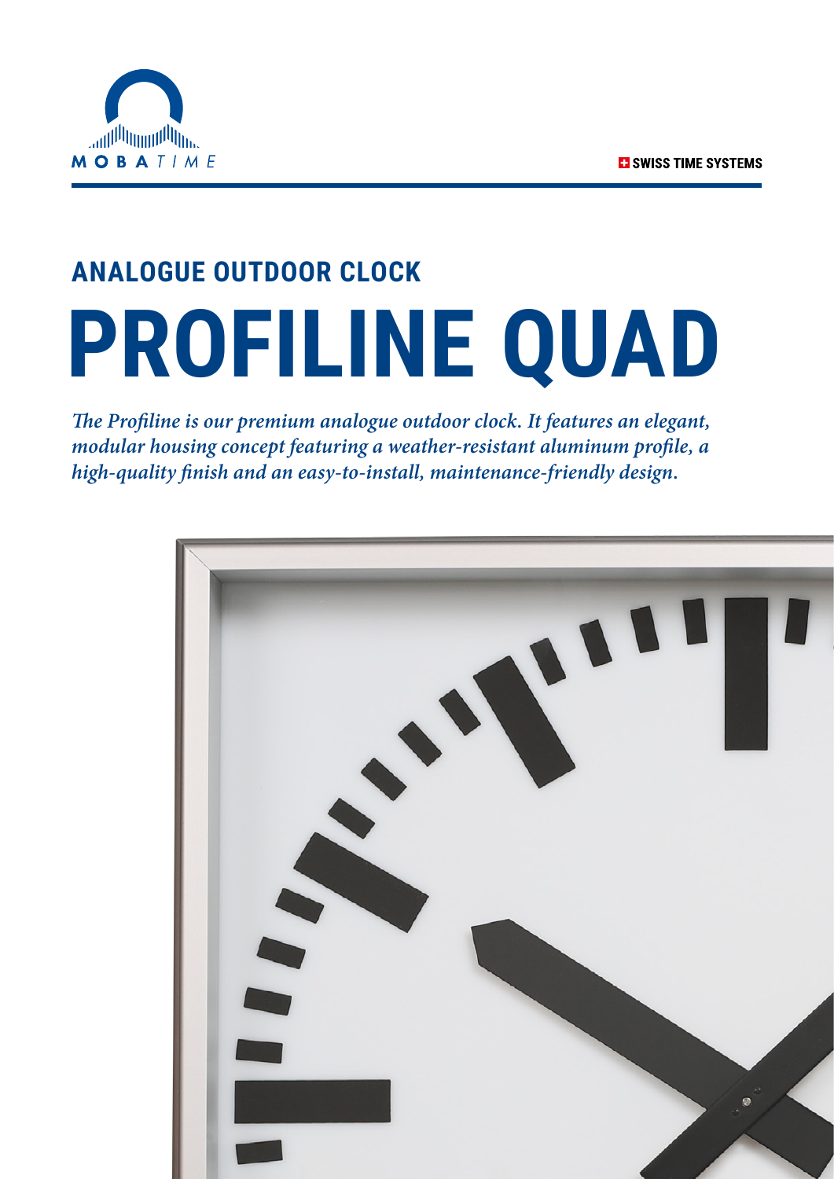MOBATIME

SWISS TIME SYSTEMS

## ANALOGUE OUTDOOR CLOCK

# PROFILINE QUAD

*The Profiline is our premium analogue outdoor clock. It features an elegant, modular housing concept featuring a weather-resistant aluminum profile, a high-quality finish and an easy-to-install, maintenance-friendly design.*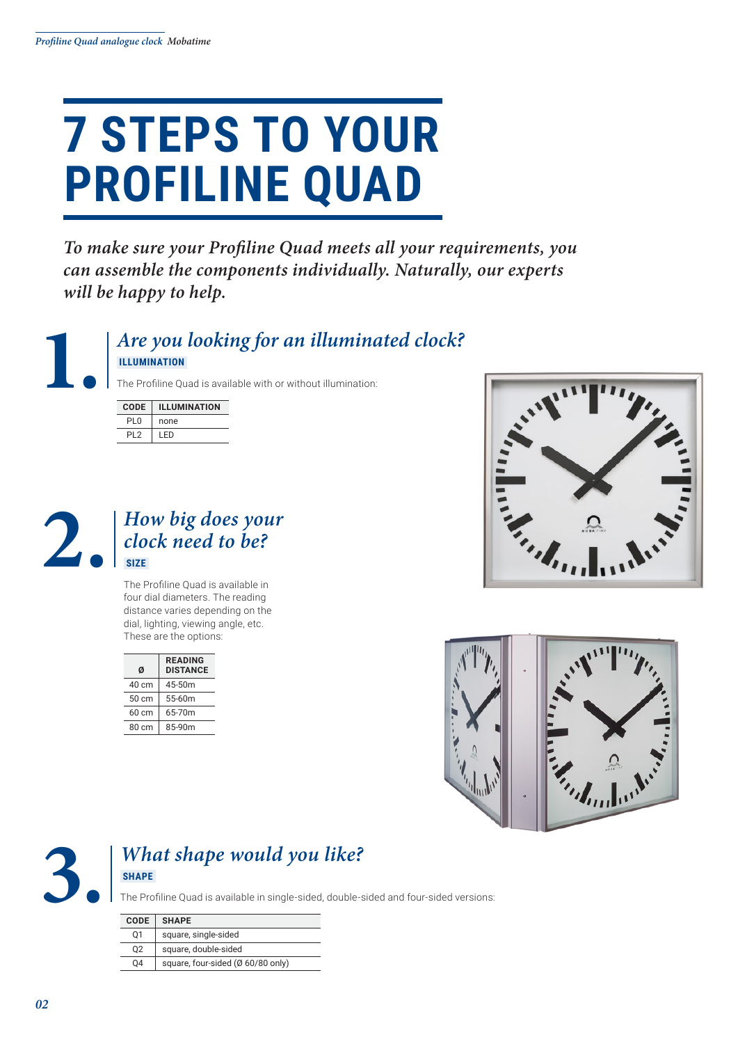# 7 STEPS TO YOUR PROFILINE QUAD

*To make sure your Profiline Quad meets all your requirements, you can assemble the components individually. Naturally, our experts will be happy to help.*

## 1. *Are you looking for an illuminated clock?*

**ILLUMINATION**

The Profiline Quad is available with or without illumination:

| CODE | ILLUMINATION |
|---|---|
| PL0 | none |
| PL2 | LED |

## 2. *How big does your clock need to be?*

**SIZE**

The Profiline Quad is available in four dial diameters. The reading distance varies depending on the dial, lighting, viewing angle, etc. These are the options:

| Ø | READING DISTANCE |
|---|---|
| 40 cm | 45-50m |
| 50 cm | 55-60m |
| 60 cm | 65-70m |
| 80 cm | 85-90m |

## 3. *What shape would you like?*

**SHAPE**

The Profiline Quad is available in single-sided, double-sided and four-sided versions:

| CODE | SHAPE |
|---|---|
| Q1 | square, single-sided |
| Q2 | square, double-sided |
| Q4 | square, four-sided (Ø 60/80 only) |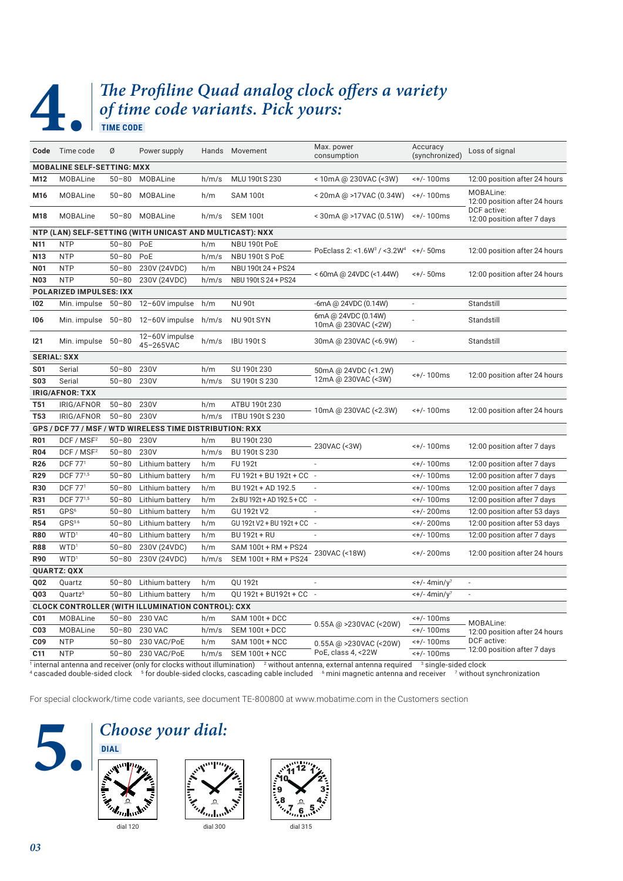# 4. *The Profiline Quad analog clock offers a variety of time code variants. Pick yours:*

**TIME CODE**

| Code | Time code | Ø | Power supply | Hands | Movement | Max. power consumption | Accuracy (synchronized) | Loss of signal |
|---|---|---|---|---|---|---|---|---|
| **MOBALINE SELF-SETTING: MXX** | | | | | | | | |
| **M12** | MOBALine | 50–80 | MOBALine | h/m/s | MLU 190t S 230 | < 10mA @ 230VAC (<3W) | <+/- 100ms | 12:00 position after 24 hours |
| **M16** | MOBALine | 50–80 | MOBALine | h/m | SAM 100t | < 20mA @ >17VAC (0.34W) | <+/- 100ms | MOBALine: 12:00 position after 24 hours DCF active: 12:00 position after 7 days |
| **M18** | MOBALine | 50–80 | MOBALine | h/m/s | SEM 100t | < 30mA @ >17VAC (0.51W) | <+/- 100ms | |
| **NTP (LAN) SELF-SETTING (WITH UNICAST AND MULTICAST): NXX** | | | | | | | | |
| **N11** | NTP | 50–80 | PoE | h/m | NBU 190t PoE | PoEclass 2: <1.6W[3] / <3.2W[4] | <+/- 50ms | 12:00 position after 24 hours |
| **N13** | NTP | 50–80 | PoE | h/m/s | NBU 190t S PoE | | | |
| **N01** | NTP | 50–80 | 230V (24VDC) | h/m | NBU 190t 24 + PS24 | < 60mA @ 24VDC (<1.44W) | <+/- 50ms | 12:00 position after 24 hours |
| **N03** | NTP | 50–80 | 230V (24VDC) | h/m/s | NBU 190t S 24 + PS24 | | | |
| **POLARIZED IMPULSES: IXX** | | | | | | | | |
| **I02** | Min. impulse | 50–80 | 12–60V impulse | h/m | NU 90t | -6mA @ 24VDC (0.14W) | - | Standstill |
| **I06** | Min. impulse | 50–80 | 12–60V impulse | h/m/s | NU 90t SYN | 6mA @ 24VDC (0.14W) 10mA @ 230VAC (<2W) | - | Standstill |
| **I21** | Min. impulse | 50–80 | 12–60V impulse 45–265VAC | h/m/s | IBU 190t S | 30mA @ 230VAC (<6.9W) | - | Standstill |
| **SERIAL: SXX** | | | | | | | | |
| **S01** | Serial | 50–80 | 230V | h/m | SU 190t 230 | 50mA @ 24VDC (<1.2W) 12mA @ 230VAC (<3W) | <+/- 100ms | 12:00 position after 24 hours |
| **S03** | Serial | 50–80 | 230V | h/m/s | SU 190t S 230 | | | |
| **IRIG/AFNOR: TXX** | | | | | | | | |
| **T51** | IRIG/AFNOR | 50–80 | 230V | h/m | ATBU 190t 230 | 10mA @ 230VAC (<2.3W) | <+/- 100ms | 12:00 position after 24 hours |
| **T53** | IRIG/AFNOR | 50–80 | 230V | h/m/s | ITBU 190t S 230 | | | |
| **GPS / DCF 77 / MSF / WTD WIRELESS TIME DISTRIBUTION: RXX** | | | | | | | | |
| **R01** | DCF / MSF[2] | 50–80 | 230V | h/m | BU 190t 230 | 230VAC (<3W) | <+/- 100ms | 12:00 position after 7 days |
| **R04** | DCF / MSF[2] | 50–80 | 230V | h/m/s | BU 190t S 230 | | | |
| **R26** | DCF 77[1] | 50–80 | Lithium battery | h/m | FU 192t | - | <+/- 100ms | 12:00 position after 7 days |
| **R29** | DCF 77[1,5] | 50–80 | Lithium battery | h/m | FU 192t + BU 192t + CC | - | <+/- 100ms | 12:00 position after 7 days |
| **R30** | DCF 77[1] | 50–80 | Lithium battery | h/m | BU 192t + AD 192.5 | - | <+/- 100ms | 12:00 position after 7 days |
| **R31** | DCF 77[1,5] | 50–80 | Lithium battery | h/m | 2x BU 192t + AD 192.5 + CC | - | <+/- 100ms | 12:00 position after 7 days |
| **R51** | GPS[6] | 50–80 | Lithium battery | h/m | GU 192t V2 | - | <+/- 200ms | 12:00 position after 53 days |
| **R54** | GPS[5,6] | 50–80 | Lithium battery | h/m | GU 192t V2 + BU 192t + CC | - | <+/- 200ms | 12:00 position after 53 days |
| **R80** | WTD[1] | 40–80 | Lithium battery | h/m | BU 192t + RU | - | <+/- 100ms | 12:00 position after 7 days |
| **R88** | WTD[1] | 50–80 | 230V (24VDC) | h/m | SAM 100t + RM + PS24 | 230VAC (<18W) | <+/- 200ms | 12:00 position after 24 hours |
| **R90** | WTD[1] | 50–80 | 230V (24VDC) | h/m/s | SEM 100t + RM + PS24 | | | |
| **QUARTZ: QXX** | | | | | | | | |
| **Q02** | Quartz | 50–80 | Lithium battery | h/m | QU 192t | - | <+/- 4min/y[7] | - |
| **Q03** | Quartz[5] | 50–80 | Lithium battery | h/m | QU 192t + BU192t + CC | - | <+/- 4min/y[7] | - |
| **CLOCK CONTROLLER (WITH ILLUMINATION CONTROL): CXX** | | | | | | | | |
| **C01** | MOBALine | 50–80 | 230 VAC | h/m | SAM 100t + DCC | 0.55A @ >230VAC (<20W) | <+/- 100ms | MOBALine: 12:00 position after 24 hours DCF active: 12:00 position after 7 days |
| **C03** | MOBALine | 50–80 | 230 VAC | h/m/s | SEM 100t + DCC | | <+/- 100ms | |
| **C09** | NTP | 50–80 | 230 VAC/PoE | h/m | SAM 100t + NCC | 0.55A @ >230VAC (<20W) PoE, class 4, <22W | <+/- 100ms | |
| **C11** | NTP | 50–80 | 230 VAC/PoE | h/m/s | SEM 100t + NCC | | <+/- 100ms | |

[1] internal antenna and receiver (only for clocks without illumination) [2] without antenna, external antenna required [3] single-sided clock
[4] cascaded double-sided clock [5] for double-sided clocks, cascading cable included [6] mini magnetic antenna and receiver [7] without synchronization

For special clockwork/time code variants, see document TE-800800 at www.mobatime.com in the Customers section

# 5. *Choose your dial:*

**DIAL**

dial 120

dial 300

dial 315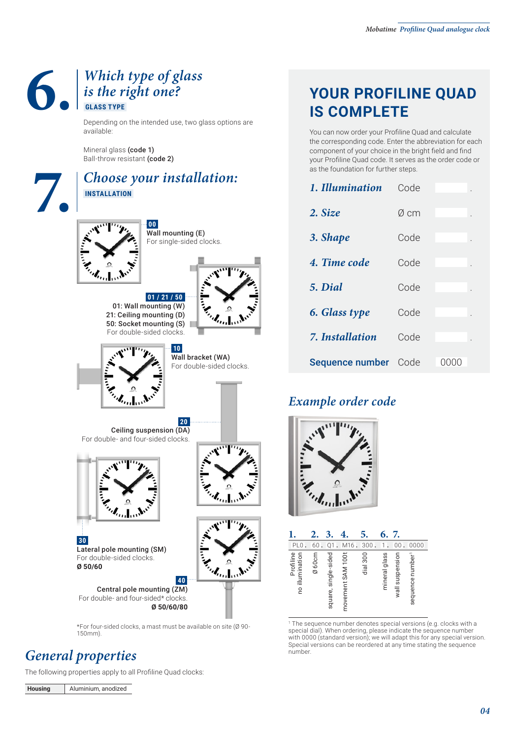# 6. Which type of glass is the right one?

**GLASS TYPE**

Depending on the intended use, two glass options are available:

Mineral glass **(code 1)**
Ball-throw resistant **(code 2)**

# 7. Choose your installation:

**INSTALLATION**

**00**
Wall mounting (E)
For single-sided clocks.

**01 / 21 / 50**
01: Wall mounting (W)
21: Ceiling mounting (D)
50: Socket mounting (S)
For double-sided clocks.

**10**
Wall bracket (WA)
For double-sided clocks.

**20**
Ceiling suspension (DA)
For double- and four-sided clocks.

**30**
Lateral pole mounting (SM)
For double-sided clocks.
**Ø 50/60**

**40**
Central pole mounting (ZM)
For double- and four-sided* clocks.
**Ø 50/60/80**

*For four-sided clocks, a mast must be available on site (Ø 90-150mm).

## General properties

The following properties apply to all Profiline Quad clocks:

| Housing | Aluminium, anodized |
|---|---|

## YOUR PROFILINE QUAD IS COMPLETE

You can now order your Profiline Quad and calculate the corresponding code. Enter the abbreviation for each component of your choice in the bright field and find your Profiline Quad code. It serves as the order code or as the foundation for further steps.

| | | |
|---|---|---|
| *1. Illumination* | Code | . |
| *2. Size* | Ø cm | . |
| *3. Shape* | Code | . |
| *4. Time code* | Code | . |
| *5. Dial* | Code | . |
| *6. Glass type* | Code | . |
| *7. Installation* | Code | . |
| **Sequence number** | Code | 0000 |

## Example order code

| 1. | 2. | 3. | 4. | 5. | 6. | 7. | |
|---|---|---|---|---|---|---|---|
| PL0. | 60. | Q1. | M16. | 300. | 1. | 00. | 0000 |
| Profiline no illumination | Ø 60cm | square, single-sided | movement SAM 100t | dial 300 | mineral glass | wall suspension | sequence number[1] |

[1] The sequence number denotes special versions (e.g. clocks with a special dial). When ordering, please indicate the sequence number with 0000 (standard version); we will adapt this for any special version. Special versions can be reordered at any time stating the sequence number.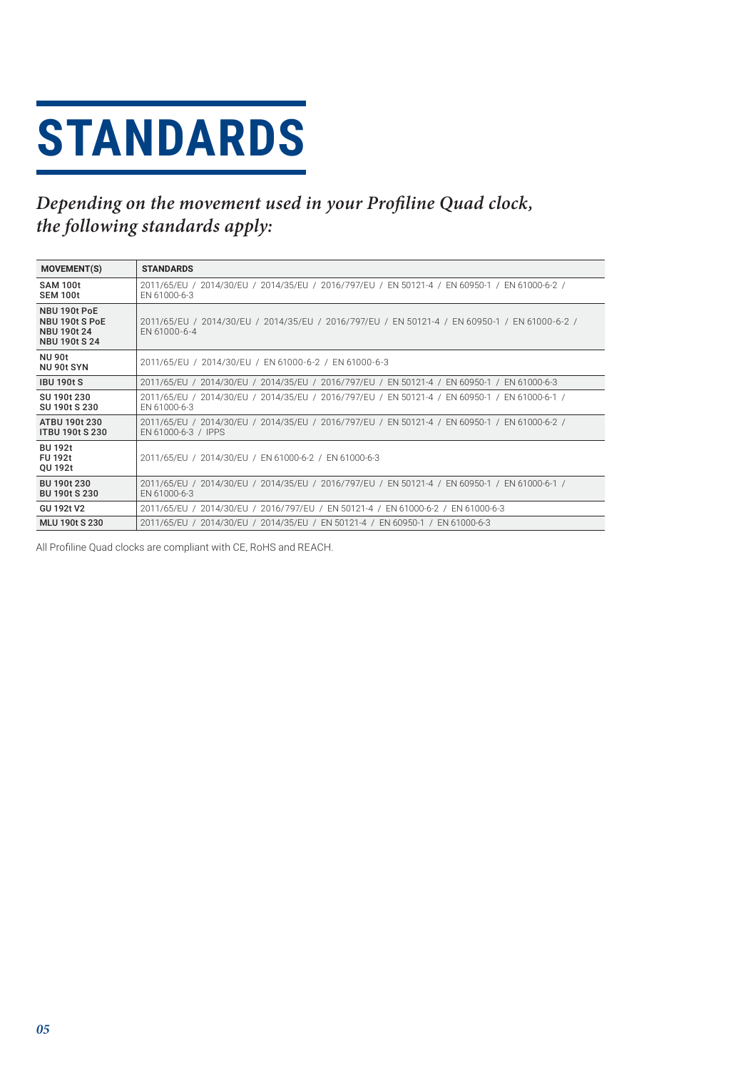# STANDARDS

***Depending on the movement used in your Profiline Quad clock, the following standards apply:***

| MOVEMENT(S) | STANDARDS |
|---|---|
| **SAM 100t**<br>**SEM 100t** | 2011/65/EU / 2014/30/EU / 2014/35/EU / 2016/797/EU / EN 50121-4 / EN 60950-1 / EN 61000-6-2 / EN 61000-6-3 |
| **NBU 190t PoE**<br>**NBU 190t S PoE**<br>**NBU 190t 24**<br>**NBU 190t S 24** | 2011/65/EU / 2014/30/EU / 2014/35/EU / 2016/797/EU / EN 50121-4 / EN 60950-1 / EN 61000-6-2 / EN 61000-6-4 |
| **NU 90t**<br>**NU 90t SYN** | 2011/65/EU / 2014/30/EU / EN 61000-6-2 / EN 61000-6-3 |
| **IBU 190t S** | 2011/65/EU / 2014/30/EU / 2014/35/EU / 2016/797/EU / EN 50121-4 / EN 60950-1 / EN 61000-6-3 |
| **SU 190t 230**<br>**SU 190t S 230** | 2011/65/EU / 2014/30/EU / 2014/35/EU / 2016/797/EU / EN 50121-4 / EN 60950-1 / EN 61000-6-1 / EN 61000-6-3 |
| **ATBU 190t 230**<br>**ITBU 190t S 230** | 2011/65/EU / 2014/30/EU / 2014/35/EU / 2016/797/EU / EN 50121-4 / EN 60950-1 / EN 61000-6-2 / EN 61000-6-3 / IPPS |
| **BU 192t**<br>**FU 192t**<br>**QU 192t** | 2011/65/EU / 2014/30/EU / EN 61000-6-2 / EN 61000-6-3 |
| **BU 190t 230**<br>**BU 190t S 230** | 2011/65/EU / 2014/30/EU / 2014/35/EU / 2016/797/EU / EN 50121-4 / EN 60950-1 / EN 61000-6-1 / EN 61000-6-3 |
| **GU 192t V2** | 2011/65/EU / 2014/30/EU / 2016/797/EU / EN 50121-4 / EN 61000-6-2 / EN 61000-6-3 |
| **MLU 190t S 230** | 2011/65/EU / 2014/30/EU / 2014/35/EU / EN 50121-4 / EN 60950-1 / EN 61000-6-3 |

All Profiline Quad clocks are compliant with CE, RoHS and REACH.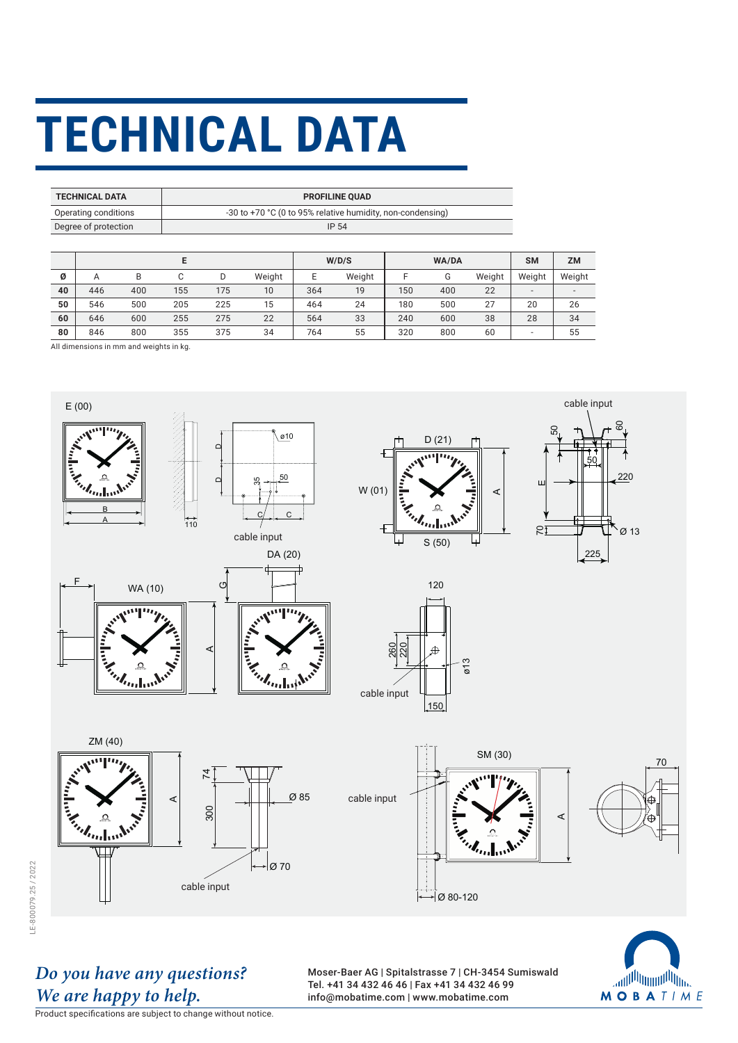# TECHNICAL DATA

| TECHNICAL DATA | PROFILINE QUAD |
|---|---|
| Operating conditions | -30 to +70 °C (0 to 95% relative humidity, non-condensing) |
| Degree of protection | IP 54 |

| | E | | | | | W/D/S | | WA/DA | | | SM | ZM |
|---|---|---|---|---|---|---|---|---|---|---|---|---|
| Ø | A | B | C | D | Weight | E | Weight | F | G | Weight | Weight | Weight |
| 40 | 446 | 400 | 155 | 175 | 10 | 364 | 19 | 150 | 400 | 22 | - | - |
| 50 | 546 | 500 | 205 | 225 | 15 | 464 | 24 | 180 | 500 | 27 | 20 | 26 |
| 60 | 646 | 600 | 255 | 275 | 22 | 564 | 33 | 240 | 600 | 38 | 28 | 34 |
| 80 | 846 | 800 | 355 | 375 | 34 | 764 | 55 | 320 | 800 | 60 | - | 55 |

All dimensions in mm and weights in kg.

E (00)
B
A
110
D
D
ø10
35
50
C
C
cable input

D (21)
W (01)
A
S (50)

cable input
50
60
50
E
220
70
Ø 13
225

DA (20)
F
WA (10)
G
A

120
260
220
ø13
cable input
150

ZM (40)
A
74
300
Ø 85
Ø 70
cable input

SM (30)
cable input
A
70
Ø 80-120

LE-800079.25 / 2022

*Do you have any questions?*
*We are happy to help.*

Moser-Baer AG | Spitalstrasse 7 | CH-3454 Sumiswald
Tel. +41 34 432 46 46 | Fax +41 34 432 46 99
info@mobatime.com | www.mobatime.com

MOBATIME

Product specifications are subject to change without notice.